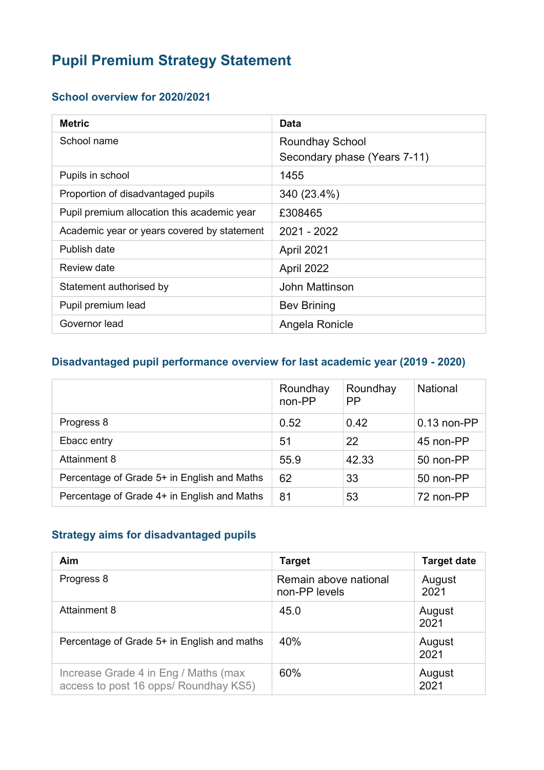# Pupil Premium Strategy Statement

## School overview for 2020/2021

| Metric | Data |
|---|---|
| School name | Roundhay School<br>Secondary phase (Years 7-11) |
| Pupils in school | 1455 |
| Proportion of disadvantaged pupils | 340 (23.4%) |
| Pupil premium allocation this academic year | £308465 |
| Academic year or years covered by statement | 2021 - 2022 |
| Publish date | April 2021 |
| Review date | April 2022 |
| Statement authorised by | John Mattinson |
| Pupil premium lead | Bev Brining |
| Governor lead | Angela Ronicle |

## Disadvantaged pupil performance overview for last academic year (2019 - 2020)

| | Roundhay non-PP | Roundhay PP | National |
|---|---|---|---|
| Progress 8 | 0.52 | 0.42 | 0.13 non-PP |
| Ebacc entry | 51 | 22 | 45 non-PP |
| Attainment 8 | 55.9 | 42.33 | 50 non-PP |
| Percentage of Grade 5+ in English and Maths | 62 | 33 | 50 non-PP |
| Percentage of Grade 4+ in English and Maths | 81 | 53 | 72 non-PP |

## Strategy aims for disadvantaged pupils

| Aim | Target | Target date |
|---|---|---|
| Progress 8 | Remain above national non-PP levels | August 2021 |
| Attainment 8 | 45.0 | August 2021 |
| Percentage of Grade 5+ in English and maths | 40% | August 2021 |
| Increase Grade 4 in Eng / Maths (max access to post 16 opps/ Roundhay KS5) | 60% | August 2021 |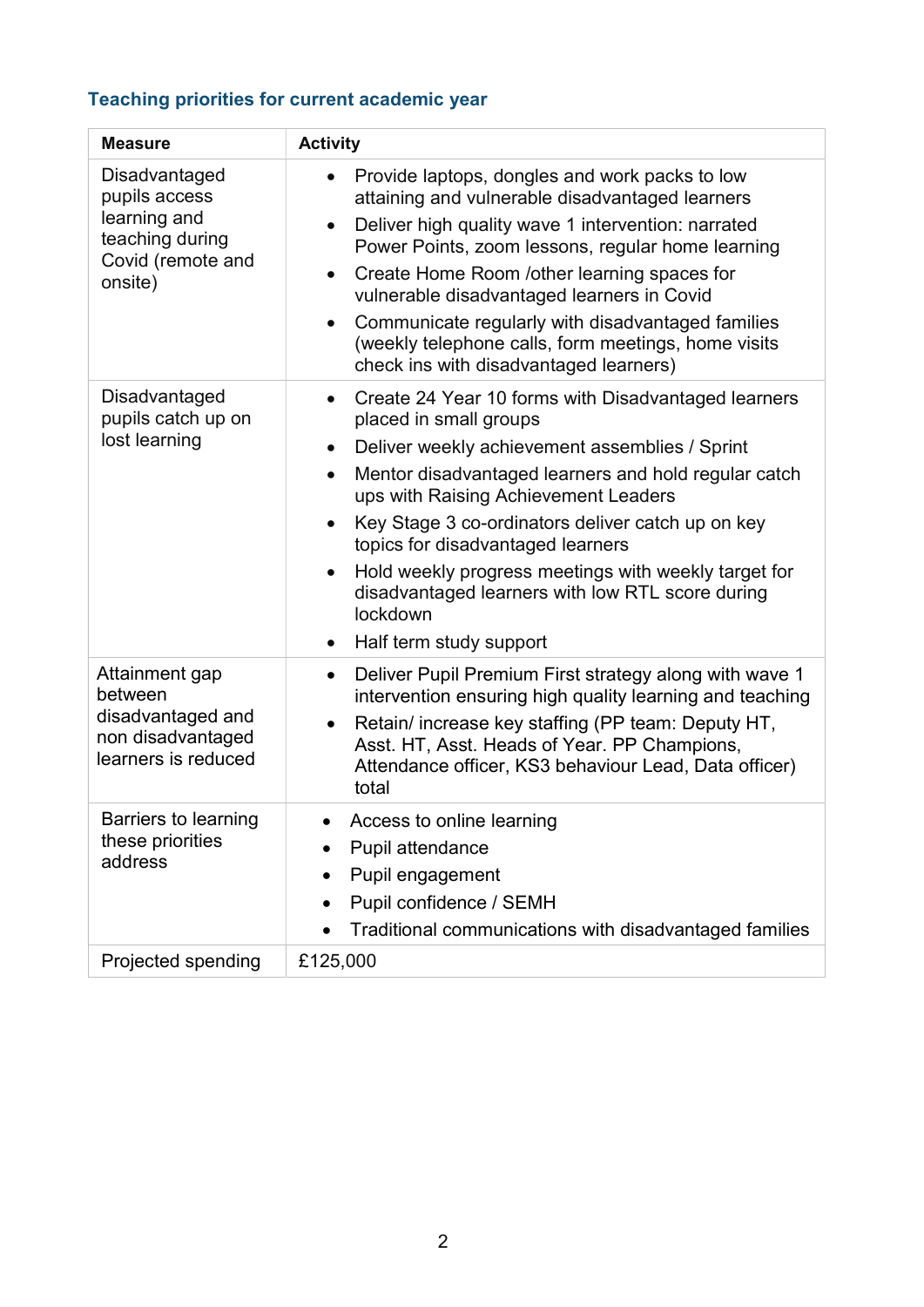### Teaching priorities for current academic year

| Measure | Activity |
|---|---|
| Disadvantaged pupils access learning and teaching during Covid (remote and onsite) | • Provide laptops, dongles and work packs to low attaining and vulnerable disadvantaged learners<br>• Deliver high quality wave 1 intervention: narrated Power Points, zoom lessons, regular home learning<br>• Create Home Room /other learning spaces for vulnerable disadvantaged learners in Covid<br>• Communicate regularly with disadvantaged families (weekly telephone calls, form meetings, home visits check ins with disadvantaged learners) |
| Disadvantaged pupils catch up on lost learning | • Create 24 Year 10 forms with Disadvantaged learners placed in small groups<br>• Deliver weekly achievement assemblies / Sprint<br>• Mentor disadvantaged learners and hold regular catch ups with Raising Achievement Leaders<br>• Key Stage 3 co-ordinators deliver catch up on key topics for disadvantaged learners<br>• Hold weekly progress meetings with weekly target for disadvantaged learners with low RTL score during lockdown<br>• Half term study support |
| Attainment gap between disadvantaged and non disadvantaged learners is reduced | • Deliver Pupil Premium First strategy along with wave 1 intervention ensuring high quality learning and teaching<br>• Retain/ increase key staffing (PP team: Deputy HT, Asst. HT, Asst. Heads of Year. PP Champions, Attendance officer, KS3 behaviour Lead, Data officer) total |
| Barriers to learning these priorities address | • Access to online learning<br>• Pupil attendance<br>• Pupil engagement<br>• Pupil confidence / SEMH<br>• Traditional communications with disadvantaged families |
| Projected spending | £125,000 |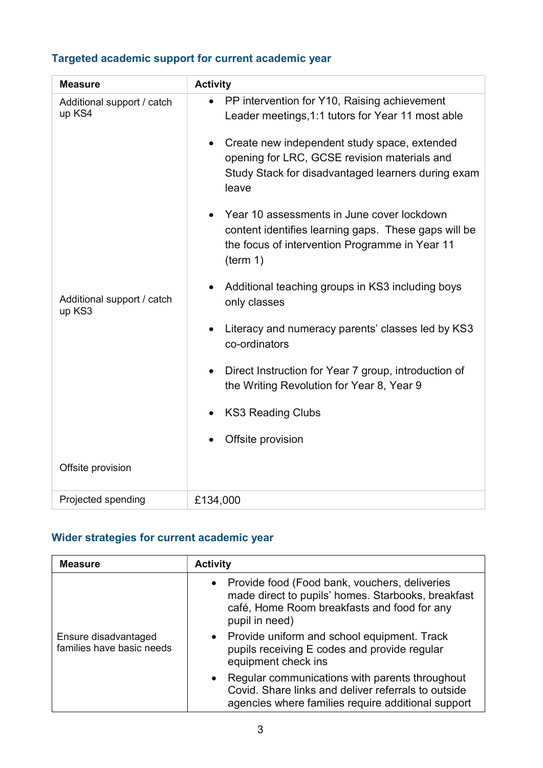### Targeted academic support for current academic year

| Measure | Activity |
|---|---|
| Additional support / catch up KS4<br><br>Additional support / catch up KS3<br><br>Offsite provision | • PP intervention for Y10, Raising achievement Leader meetings,1:1 tutors for Year 11 most able<br>• Create new independent study space, extended opening for LRC, GCSE revision materials and Study Stack for disadvantaged learners during exam leave<br>• Year 10 assessments in June cover lockdown content identifies learning gaps. These gaps will be the focus of intervention Programme in Year 11 (term 1)<br>• Additional teaching groups in KS3 including boys only classes<br>• Literacy and numeracy parents' classes led by KS3 co-ordinators<br>• Direct Instruction for Year 7 group, introduction of the Writing Revolution for Year 8, Year 9<br>• KS3 Reading Clubs<br>• Offsite provision |
| Projected spending | £134,000 |

### Wider strategies for current academic year

| Measure | Activity |
|---|---|
| Ensure disadvantaged families have basic needs | • Provide food (Food bank, vouchers, deliveries made direct to pupils' homes. Starbooks, breakfast café, Home Room breakfasts and food for any pupil in need)<br>• Provide uniform and school equipment. Track pupils receiving E codes and provide regular equipment check ins<br>• Regular communications with parents throughout Covid. Share links and deliver referrals to outside agencies where families require additional support |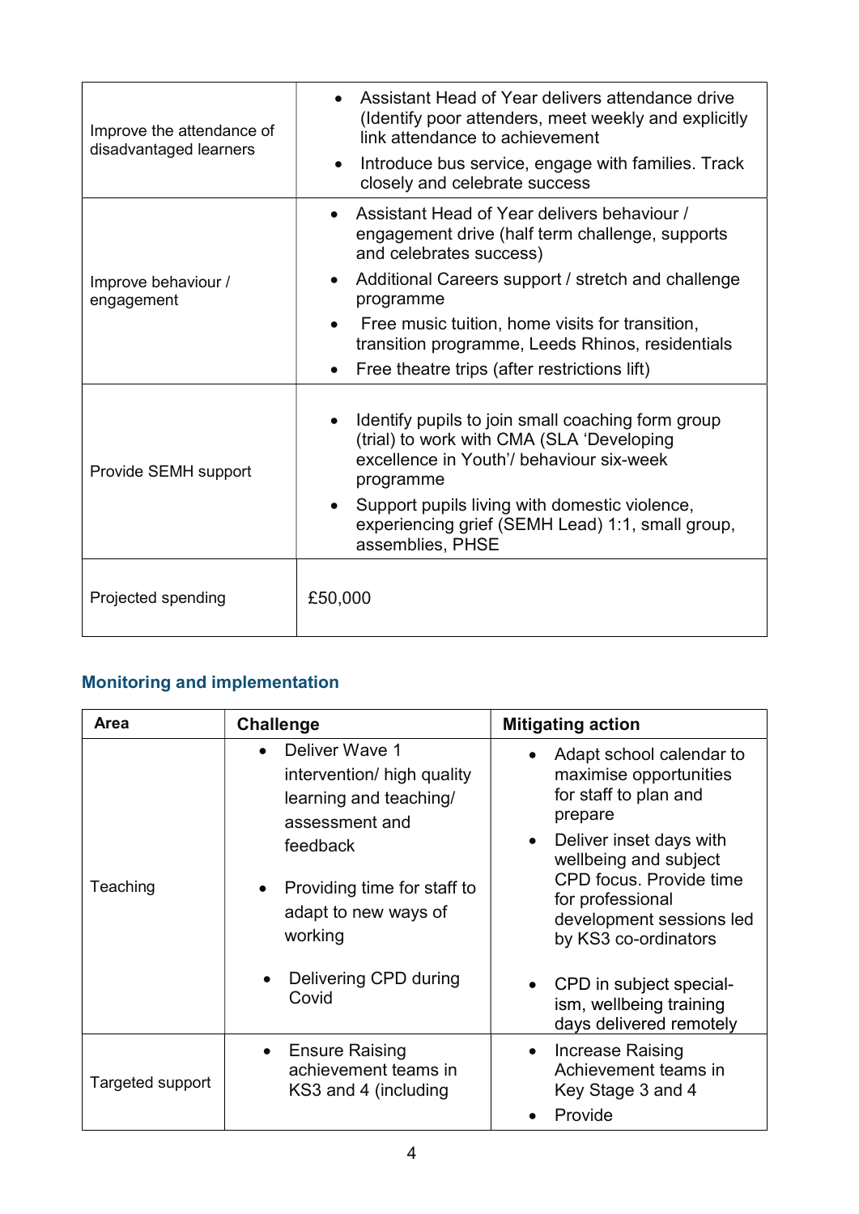| | |
|---|---|
| Improve the attendance of disadvantaged learners | • Assistant Head of Year delivers attendance drive (Identify poor attenders, meet weekly and explicitly link attendance to achievement<br>• Introduce bus service, engage with families. Track closely and celebrate success |
| Improve behaviour / engagement | • Assistant Head of Year delivers behaviour / engagement drive (half term challenge, supports and celebrates success)<br>• Additional Careers support / stretch and challenge programme<br>• Free music tuition, home visits for transition, transition programme, Leeds Rhinos, residentials<br>• Free theatre trips (after restrictions lift) |
| Provide SEMH support | • Identify pupils to join small coaching form group (trial) to work with CMA (SLA 'Developing excellence in Youth'/ behaviour six-week programme<br>• Support pupils living with domestic violence, experiencing grief (SEMH Lead) 1:1, small group, assemblies, PHSE |
| Projected spending | £50,000 |

## Monitoring and implementation

| Area | Challenge | Mitigating action |
|---|---|---|
| Teaching | • Deliver Wave 1 intervention/ high quality learning and teaching/ assessment and feedback<br>• Providing time for staff to adapt to new ways of working<br>• Delivering CPD during Covid | • Adapt school calendar to maximise opportunities for staff to plan and prepare<br>• Deliver inset days with wellbeing and subject CPD focus. Provide time for professional development sessions led by KS3 co-ordinators<br>• CPD in subject special-ism, wellbeing training days delivered remotely |
| Targeted support | • Ensure Raising achievement teams in KS3 and 4 (including | • Increase Raising Achievement teams in Key Stage 3 and 4<br>• Provide |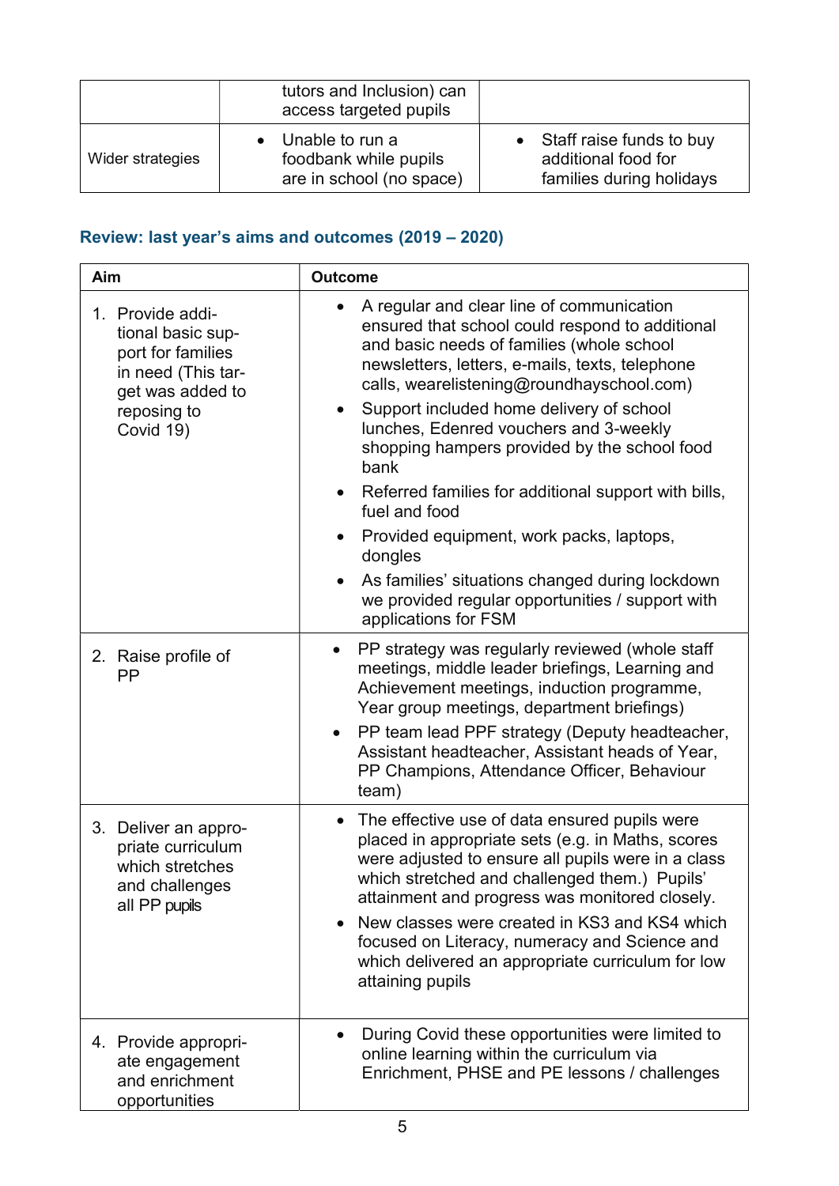| | | |
|---|---|---|
| | tutors and Inclusion) can access targeted pupils | |
| Wider strategies | • Unable to run a foodbank while pupils are in school (no space) | • Staff raise funds to buy additional food for families during holidays |

## Review: last year's aims and outcomes (2019 – 2020)

| Aim | Outcome |
|---|---|
| 1. Provide additional basic support for families in need (This target was added to reposing to Covid 19) | • A regular and clear line of communication ensured that school could respond to additional and basic needs of families (whole school newsletters, letters, e-mails, texts, telephone calls, wearelistening@roundhayschool.com)<br>• Support included home delivery of school lunches, Edenred vouchers and 3-weekly shopping hampers provided by the school food bank<br>• Referred families for additional support with bills, fuel and food<br>• Provided equipment, work packs, laptops, dongles<br>• As families' situations changed during lockdown we provided regular opportunities / support with applications for FSM |
| 2. Raise profile of PP | • PP strategy was regularly reviewed (whole staff meetings, middle leader briefings, Learning and Achievement meetings, induction programme, Year group meetings, department briefings)<br>• PP team lead PPF strategy (Deputy headteacher, Assistant headteacher, Assistant heads of Year, PP Champions, Attendance Officer, Behaviour team) |
| 3. Deliver an appropriate curriculum which stretches and challenges all PP pupils | • The effective use of data ensured pupils were placed in appropriate sets (e.g. in Maths, scores were adjusted to ensure all pupils were in a class which stretched and challenged them.) Pupils' attainment and progress was monitored closely.<br>• New classes were created in KS3 and KS4 which focused on Literacy, numeracy and Science and which delivered an appropriate curriculum for low attaining pupils |
| 4. Provide appropriate engagement and enrichment opportunities | • During Covid these opportunities were limited to online learning within the curriculum via Enrichment, PHSE and PE lessons / challenges |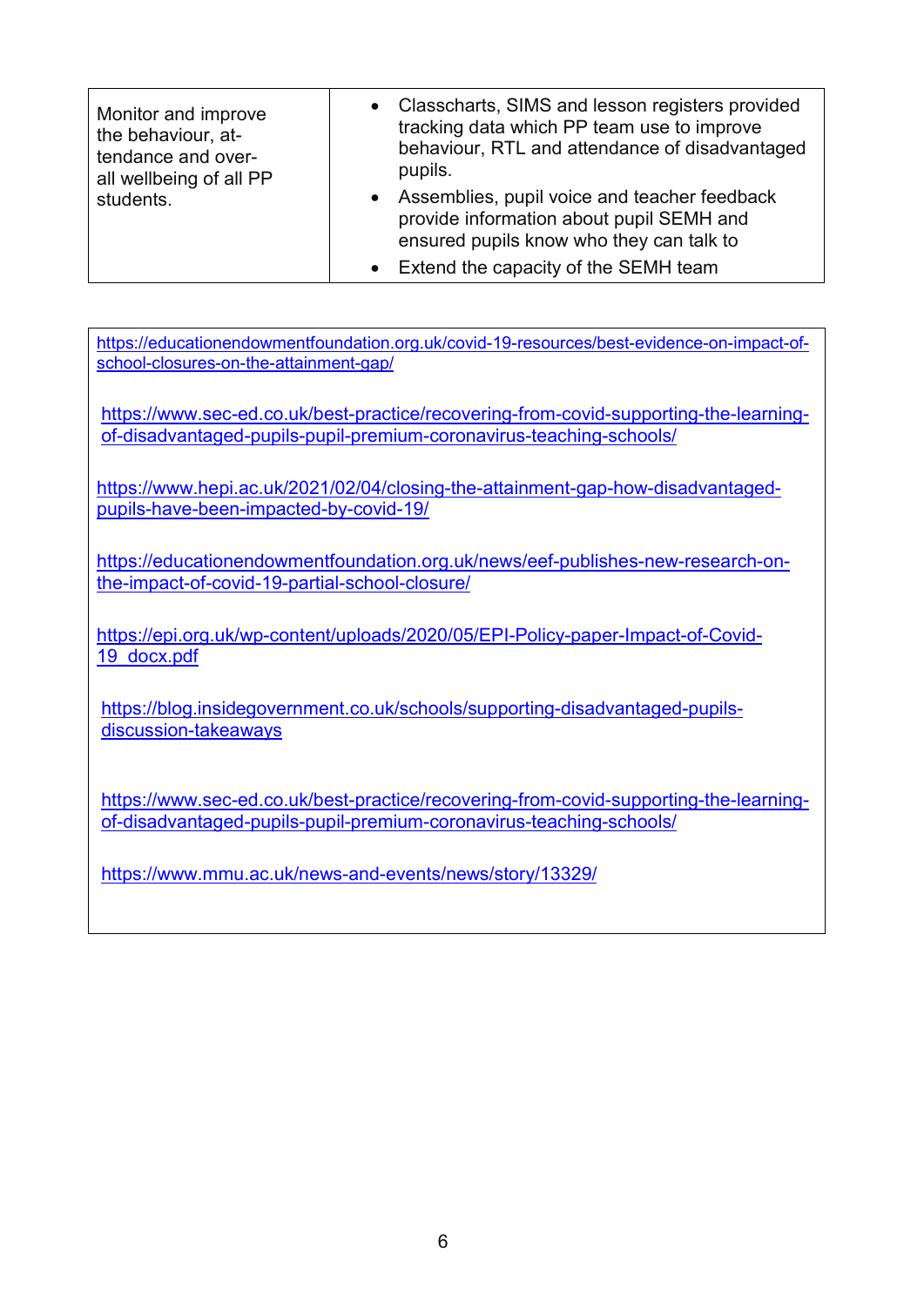| | |
|---|---|
| Monitor and improve the behaviour, attendance and overall wellbeing of all PP students. | • Classcharts, SIMS and lesson registers provided tracking data which PP team use to improve behaviour, RTL and attendance of disadvantaged pupils.<br>• Assemblies, pupil voice and teacher feedback provide information about pupil SEMH and ensured pupils know who they can talk to<br>• Extend the capacity of the SEMH team |

https://educationendowmentfoundation.org.uk/covid-19-resources/best-evidence-on-impact-of-school-closures-on-the-attainment-gap/

https://www.sec-ed.co.uk/best-practice/recovering-from-covid-supporting-the-learning-of-disadvantaged-pupils-pupil-premium-coronavirus-teaching-schools/

https://www.hepi.ac.uk/2021/02/04/closing-the-attainment-gap-how-disadvantaged-pupils-have-been-impacted-by-covid-19/

https://educationendowmentfoundation.org.uk/news/eef-publishes-new-research-on-the-impact-of-covid-19-partial-school-closure/

https://epi.org.uk/wp-content/uploads/2020/05/EPI-Policy-paper-Impact-of-Covid-19_docx.pdf

https://blog.insidegovernment.co.uk/schools/supporting-disadvantaged-pupils-discussion-takeaways

https://www.sec-ed.co.uk/best-practice/recovering-from-covid-supporting-the-learning-of-disadvantaged-pupils-pupil-premium-coronavirus-teaching-schools/

https://www.mmu.ac.uk/news-and-events/news/story/13329/